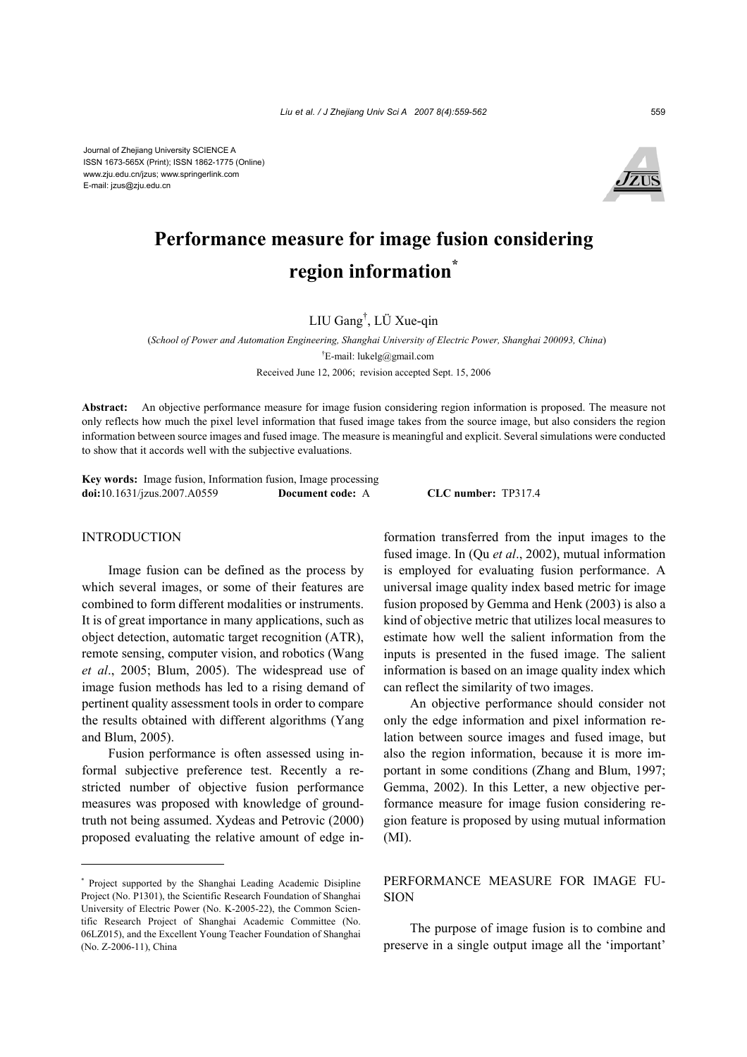Journal of Zhejiang University SCIENCE A
ISSN 1673-565X (Print); ISSN 1862-1775 (Online)
www.zju.edu.cn/jzus; www.springerlink.com
E-mail: jzus@zju.edu.cn

# Performance measure for image fusion considering region information*

LIU Gang†, LÜ Xue-qin

(*School of Power and Automation Engineering, Shanghai University of Electric Power, Shanghai 200093, China*)

†E-mail: lukelg@gmail.com

Received June 12, 2006; revision accepted Sept. 15, 2006

**Abstract:** An objective performance measure for image fusion considering region information is proposed. The measure not only reflects how much the pixel level information that fused image takes from the source image, but also considers the region information between source images and fused image. The measure is meaningful and explicit. Several simulations were conducted to show that it accords well with the subjective evaluations.

**Key words:** Image fusion, Information fusion, Image processing
**doi:**10.1631/jzus.2007.A0559 **Document code:** A **CLC number:** TP317.4

## INTRODUCTION

Image fusion can be defined as the process by which several images, or some of their features are combined to form different modalities or instruments. It is of great importance in many applications, such as object detection, automatic target recognition (ATR), remote sensing, computer vision, and robotics (Wang *et al*., 2005; Blum, 2005). The widespread use of image fusion methods has led to a rising demand of pertinent quality assessment tools in order to compare the results obtained with different algorithms (Yang and Blum, 2005).

Fusion performance is often assessed using informal subjective preference test. Recently a restricted number of objective fusion performance measures was proposed with knowledge of ground-truth not being assumed. Xydeas and Petrovic (2000) proposed evaluating the relative amount of edge information transferred from the input images to the fused image. In (Qu *et al*., 2002), mutual information is employed for evaluating fusion performance. A universal image quality index based metric for image fusion proposed by Gemma and Henk (2003) is also a kind of objective metric that utilizes local measures to estimate how well the salient information from the inputs is presented in the fused image. The salient information is based on an image quality index which can reflect the similarity of two images.

An objective performance should consider not only the edge information and pixel information relation between source images and fused image, but also the region information, because it is more important in some conditions (Zhang and Blum, 1997; Gemma, 2002). In this Letter, a new objective performance measure for image fusion considering region feature is proposed by using mutual information (MI).

## PERFORMANCE MEASURE FOR IMAGE FUSION

The purpose of image fusion is to combine and preserve in a single output image all the 'important'

* Project supported by the Shanghai Leading Academic Disipline Project (No. P1301), the Scientific Research Foundation of Shanghai University of Electric Power (No. K-2005-22), the Common Scientific Research Project of Shanghai Academic Committee (No. 06LZ015), and the Excellent Young Teacher Foundation of Shanghai (No. Z-2006-11), China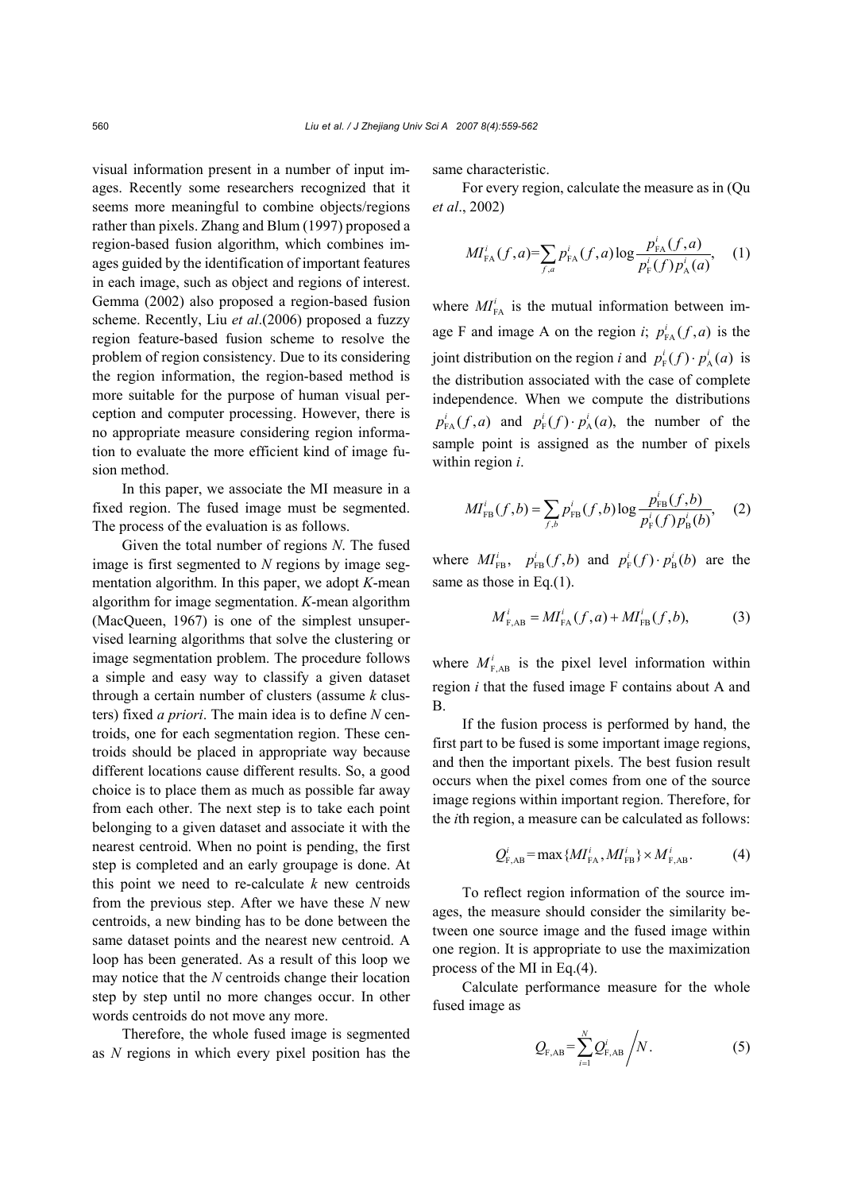visual information present in a number of input images. Recently some researchers recognized that it seems more meaningful to combine objects/regions rather than pixels. Zhang and Blum (1997) proposed a region-based fusion algorithm, which combines images guided by the identification of important features in each image, such as object and regions of interest. Gemma (2002) also proposed a region-based fusion scheme. Recently, Liu *et al*.(2006) proposed a fuzzy region feature-based fusion scheme to resolve the problem of region consistency. Due to its considering the region information, the region-based method is more suitable for the purpose of human visual perception and computer processing. However, there is no appropriate measure considering region information to evaluate the more efficient kind of image fusion method.

In this paper, we associate the MI measure in a fixed region. The fused image must be segmented. The process of the evaluation is as follows.

Given the total number of regions *N*. The fused image is first segmented to *N* regions by image segmentation algorithm. In this paper, we adopt *K*-mean algorithm for image segmentation. *K*-mean algorithm (MacQueen, 1967) is one of the simplest unsupervised learning algorithms that solve the clustering or image segmentation problem. The procedure follows a simple and easy way to classify a given dataset through a certain number of clusters (assume *k* clusters) fixed *a priori*. The main idea is to define *N* centroids, one for each segmentation region. These centroids should be placed in appropriate way because different locations cause different results. So, a good choice is to place them as much as possible far away from each other. The next step is to take each point belonging to a given dataset and associate it with the nearest centroid. When no point is pending, the first step is completed and an early groupage is done. At this point we need to re-calculate *k* new centroids from the previous step. After we have these *N* new centroids, a new binding has to be done between the same dataset points and the nearest new centroid. A loop has been generated. As a result of this loop we may notice that the *N* centroids change their location step by step until no more changes occur. In other words centroids do not move any more.

Therefore, the whole fused image is segmented as *N* regions in which every pixel position has the same characteristic.

For every region, calculate the measure as in (Qu *et al*., 2002)

$$MI_{\mathrm{FA}}^{i}(f,a)=\sum_{f,a} p_{\mathrm{FA}}^{i}(f,a)\log\frac{p_{\mathrm{FA}}^{i}(f,a)}{p_{\mathrm{F}}^{i}(f)p_{\mathrm{A}}^{i}(a)}, \quad (1)$$

where $MI_{\mathrm{FA}}^{i}$ is the mutual information between image F and image A on the region *i*; $p_{\mathrm{FA}}^{i}(f,a)$ is the joint distribution on the region *i* and $p_{\mathrm{F}}^{i}(f)\cdot p_{\mathrm{A}}^{i}(a)$ is the distribution associated with the case of complete independence. When we compute the distributions $p_{\mathrm{FA}}^{i}(f,a)$ and $p_{\mathrm{F}}^{i}(f)\cdot p_{\mathrm{A}}^{i}(a)$, the number of the sample point is assigned as the number of pixels within region *i*.

$$MI_{\mathrm{FB}}^{i}(f,b)=\sum_{f,b} p_{\mathrm{FB}}^{i}(f,b)\log\frac{p_{\mathrm{FB}}^{i}(f,b)}{p_{\mathrm{F}}^{i}(f)p_{\mathrm{B}}^{i}(b)}, \quad (2)$$

where $MI_{\mathrm{FB}}^{i}$, $p_{\mathrm{FB}}^{i}(f,b)$ and $p_{\mathrm{F}}^{i}(f)\cdot p_{\mathrm{B}}^{i}(b)$ are the same as those in Eq.(1).

$$M_{\mathrm{F,AB}}^{i}=MI_{\mathrm{FA}}^{i}(f,a)+MI_{\mathrm{FB}}^{i}(f,b), \quad (3)$$

where $M_{\mathrm{F,AB}}^{i}$ is the pixel level information within region *i* that the fused image F contains about A and B.

If the fusion process is performed by hand, the first part to be fused is some important image regions, and then the important pixels. The best fusion result occurs when the pixel comes from one of the source image regions within important region. Therefore, for the *i*th region, a measure can be calculated as follows:

$$Q_{\mathrm{F,AB}}^{i}=\max\{MI_{\mathrm{FA}}^{i}, MI_{\mathrm{FB}}^{i}\}\times M_{\mathrm{F,AB}}^{i}. \quad (4)$$

To reflect region information of the source images, the measure should consider the similarity between one source image and the fused image within one region. It is appropriate to use the maximization process of the MI in Eq.(4).

Calculate performance measure for the whole fused image as

$$Q_{\mathrm{F,AB}}=\sum_{i=1}^{N} Q_{\mathrm{F,AB}}^{i}\Big/N. \quad (5)$$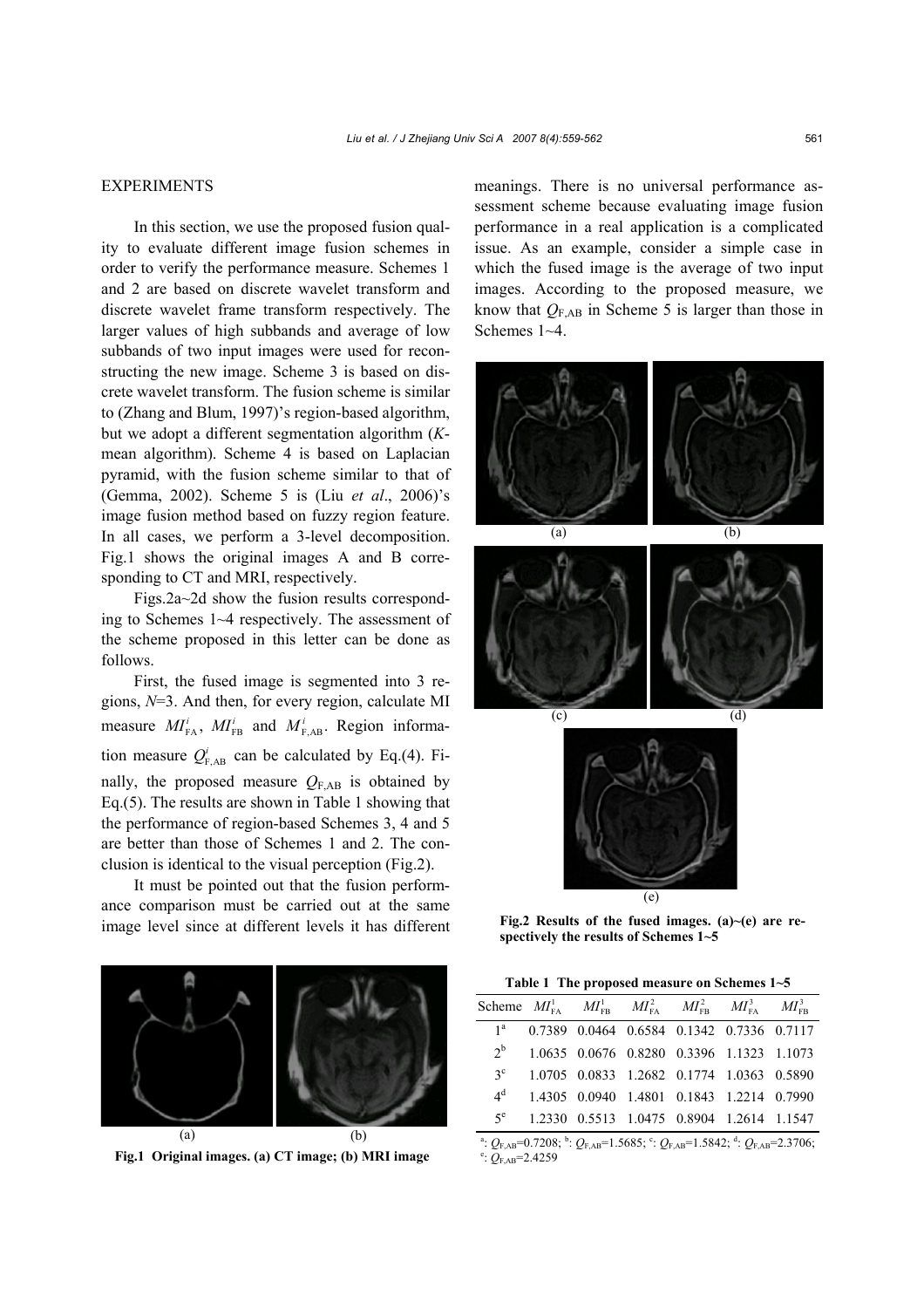## EXPERIMENTS

In this section, we use the proposed fusion quality to evaluate different image fusion schemes in order to verify the performance measure. Schemes 1 and 2 are based on discrete wavelet transform and discrete wavelet frame transform respectively. The larger values of high subbands and average of low subbands of two input images were used for reconstructing the new image. Scheme 3 is based on discrete wavelet transform. The fusion scheme is similar to (Zhang and Blum, 1997)'s region-based algorithm, but we adopt a different segmentation algorithm (*K*-mean algorithm). Scheme 4 is based on Laplacian pyramid, with the fusion scheme similar to that of (Gemma, 2002). Scheme 5 is (Liu *et al*., 2006)'s image fusion method based on fuzzy region feature. In all cases, we perform a 3-level decomposition. Fig.1 shows the original images A and B corresponding to CT and MRI, respectively.

Figs.2a~2d show the fusion results corresponding to Schemes 1~4 respectively. The assessment of the scheme proposed in this letter can be done as follows.

First, the fused image is segmented into 3 regions, $N$=3. And then, for every region, calculate MI measure $MI_{\rm FA}^i$, $MI_{\rm FB}^i$ and $M_{\rm F,AB}^i$. Region information measure $Q_{\rm F,AB}^i$ can be calculated by Eq.(4). Finally, the proposed measure $Q_{\rm F,AB}$ is obtained by Eq.(5). The results are shown in Table 1 showing that the performance of region-based Schemes 3, 4 and 5 are better than those of Schemes 1 and 2. The conclusion is identical to the visual perception (Fig.2).

It must be pointed out that the fusion performance comparison must be carried out at the same image level since at different levels it has different meanings. There is no universal performance assessment scheme because evaluating image fusion performance in a real application is a complicated issue. As an example, consider a simple case in which the fused image is the average of two input images. According to the proposed measure, we know that $Q_{\rm F,AB}$ in Scheme 5 is larger than those in Schemes 1~4.

(a) (b)

**Fig.1 Original images. (a) CT image; (b) MRI image**

(a) (b) (c) (d) (e)

**Fig.2 Results of the fused images. (a)~(e) are respectively the results of Schemes 1~5**

**Table 1 The proposed measure on Schemes 1~5**

| Scheme | $MI_{\rm FA}^1$ | $MI_{\rm FB}^1$ | $MI_{\rm FA}^2$ | $MI_{\rm FB}^2$ | $MI_{\rm FA}^3$ | $MI_{\rm FB}^3$ |
|---|---|---|---|---|---|---|
| 1[a] | 0.7389 | 0.0464 | 0.6584 | 0.1342 | 0.7336 | 0.7117 |
| 2[b] | 1.0635 | 0.0676 | 0.8280 | 0.3396 | 1.1323 | 1.1073 |
| 3[c] | 1.0705 | 0.0833 | 1.2682 | 0.1774 | 1.0363 | 0.5890 |
| 4[d] | 1.4305 | 0.0940 | 1.4801 | 0.1843 | 1.2214 | 0.7990 |
| 5[e] | 1.2330 | 0.5513 | 1.0475 | 0.8904 | 1.2614 | 1.1547 |

[a]: $Q_{\rm F,AB}$=0.7208; [b]: $Q_{\rm F,AB}$=1.5685; [c]: $Q_{\rm F,AB}$=1.5842; [d]: $Q_{\rm F,AB}$=2.3706; [e]: $Q_{\rm F,AB}$=2.4259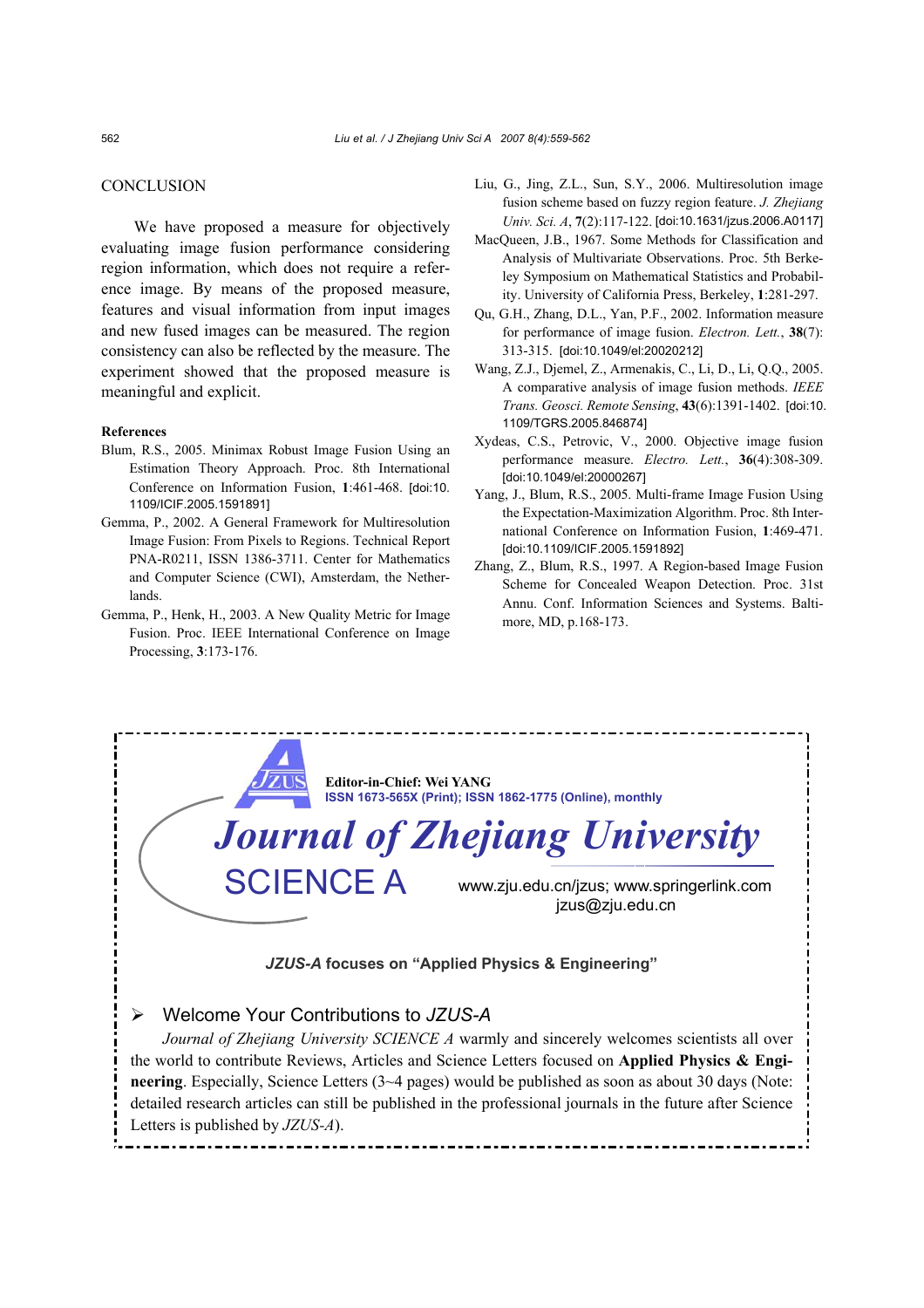## CONCLUSION

We have proposed a measure for objectively evaluating image fusion performance considering region information, which does not require a reference image. By means of the proposed measure, features and visual information from input images and new fused images can be measured. The region consistency can also be reflected by the measure. The experiment showed that the proposed measure is meaningful and explicit.

### References

Blum, R.S., 2005. Minimax Robust Image Fusion Using an Estimation Theory Approach. Proc. 8th International Conference on Information Fusion, **1**:461-468. [doi:10.1109/ICIF.2005.1591891]

Gemma, P., 2002. A General Framework for Multiresolution Image Fusion: From Pixels to Regions. Technical Report PNA-R0211, ISSN 1386-3711. Center for Mathematics and Computer Science (CWI), Amsterdam, the Netherlands.

Gemma, P., Henk, H., 2003. A New Quality Metric for Image Fusion. Proc. IEEE International Conference on Image Processing, **3**:173-176.

Liu, G., Jing, Z.L., Sun, S.Y., 2006. Multiresolution image fusion scheme based on fuzzy region feature. *J. Zhejiang Univ. Sci. A*, **7**(2):117-122. [doi:10.1631/jzus.2006.A0117]

MacQueen, J.B., 1967. Some Methods for Classification and Analysis of Multivariate Observations. Proc. 5th Berkeley Symposium on Mathematical Statistics and Probability. University of California Press, Berkeley, **1**:281-297.

Qu, G.H., Zhang, D.L., Yan, P.F., 2002. Information measure for performance of image fusion. *Electron. Lett.*, **38**(7):313-315. [doi:10.1049/el:20020212]

Wang, Z.J., Djemel, Z., Armenakis, C., Li, D., Li, Q.Q., 2005. A comparative analysis of image fusion methods. *IEEE Trans. Geosci. Remote Sensing*, **43**(6):1391-1402. [doi:10.1109/TGRS.2005.846874]

Xydeas, C.S., Petrovic, V., 2000. Objective image fusion performance measure. *Electro. Lett.*, **36**(4):308-309. [doi:10.1049/el:20000267]

Yang, J., Blum, R.S., 2005. Multi-frame Image Fusion Using the Expectation-Maximization Algorithm. Proc. 8th International Conference on Information Fusion, **1**:469-471. [doi:10.1109/ICIF.2005.1591892]

Zhang, Z., Blum, R.S., 1997. A Region-based Image Fusion Scheme for Concealed Weapon Detection. Proc. 31st Annu. Conf. Information Sciences and Systems. Baltimore, MD, p.168-173.

---

**Editor-in-Chief: Wei YANG**
**ISSN 1673-565X (Print); ISSN 1862-1775 (Online), monthly**

*Journal of Zhejiang University* SCIENCE A

www.zju.edu.cn/jzus; www.springerlink.com
jzus@zju.edu.cn

***JZUS-A*** **focuses on "Applied Physics & Engineering"**

➢ Welcome Your Contributions to *JZUS-A*

*Journal of Zhejiang University SCIENCE A* warmly and sincerely welcomes scientists all over the world to contribute Reviews, Articles and Science Letters focused on **Applied Physics & Engineering**. Especially, Science Letters (3~4 pages) would be published as soon as about 30 days (Note: detailed research articles can still be published in the professional journals in the future after Science Letters is published by *JZUS-A*).